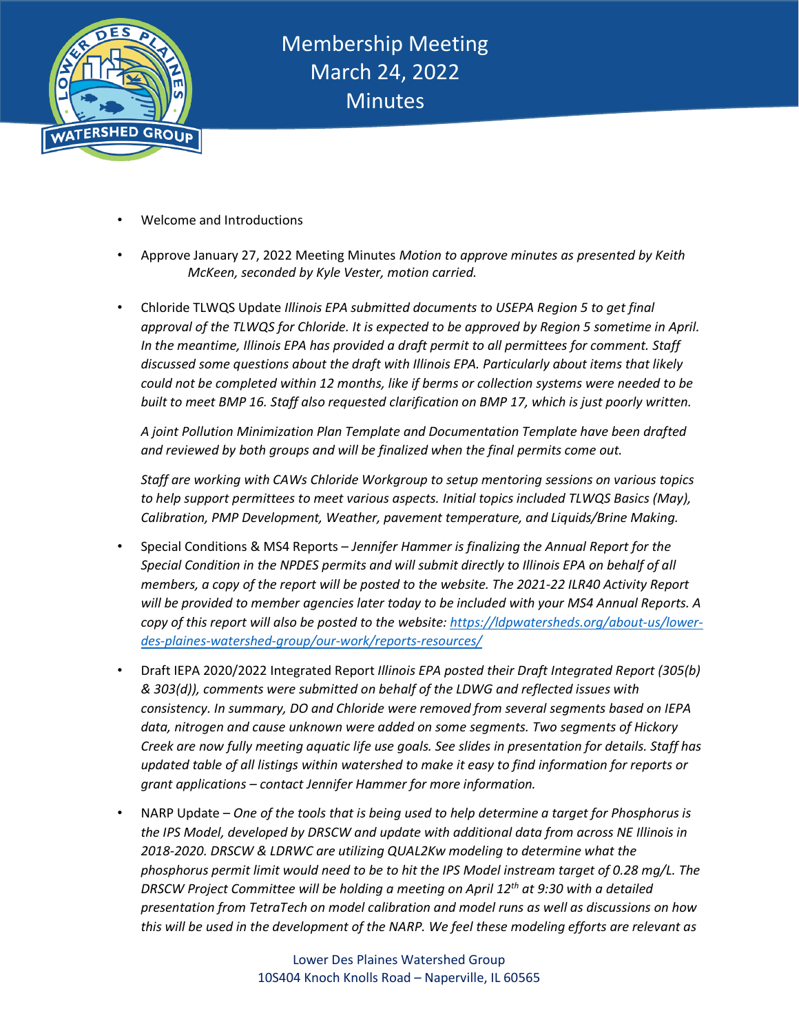# Membership Meeting
# March 24, 2022
# Minutes

- Welcome and Introductions

- Approve January 27, 2022 Meeting Minutes *Motion to approve minutes as presented by Keith McKeen, seconded by Kyle Vester, motion carried.*

- Chloride TLWQS Update *Illinois EPA submitted documents to USEPA Region 5 to get final approval of the TLWQS for Chloride. It is expected to be approved by Region 5 sometime in April. In the meantime, Illinois EPA has provided a draft permit to all permittees for comment. Staff discussed some questions about the draft with Illinois EPA. Particularly about items that likely could not be completed within 12 months, like if berms or collection systems were needed to be built to meet BMP 16. Staff also requested clarification on BMP 17, which is just poorly written.*

  *A joint Pollution Minimization Plan Template and Documentation Template have been drafted and reviewed by both groups and will be finalized when the final permits come out.*

  *Staff are working with CAWs Chloride Workgroup to setup mentoring sessions on various topics to help support permittees to meet various aspects. Initial topics included TLWQS Basics (May), Calibration, PMP Development, Weather, pavement temperature, and Liquids/Brine Making.*

- Special Conditions & MS4 Reports – *Jennifer Hammer is finalizing the Annual Report for the Special Condition in the NPDES permits and will submit directly to Illinois EPA on behalf of all members, a copy of the report will be posted to the website. The 2021-22 ILR40 Activity Report will be provided to member agencies later today to be included with your MS4 Annual Reports. A copy of this report will also be posted to the website: [https://ldpwatersheds.org/about-us/lower-des-plaines-watershed-group/our-work/reports-resources/](https://ldpwatersheds.org/about-us/lower-des-plaines-watershed-group/our-work/reports-resources/)*

- Draft IEPA 2020/2022 Integrated Report *Illinois EPA posted their Draft Integrated Report (305(b) & 303(d)), comments were submitted on behalf of the LDWG and reflected issues with consistency. In summary, DO and Chloride were removed from several segments based on IEPA data, nitrogen and cause unknown were added on some segments. Two segments of Hickory Creek are now fully meeting aquatic life use goals. See slides in presentation for details. Staff has updated table of all listings within watershed to make it easy to find information for reports or grant applications – contact Jennifer Hammer for more information.*

- NARP Update – *One of the tools that is being used to help determine a target for Phosphorus is the IPS Model, developed by DRSCW and update with additional data from across NE Illinois in 2018-2020. DRSCW & LDRWC are utilizing QUAL2Kw modeling to determine what the phosphorus permit limit would need to be to hit the IPS Model instream target of 0.28 mg/L. The DRSCW Project Committee will be holding a meeting on April 12th at 9:30 with a detailed presentation from TetraTech on model calibration and model runs as well as discussions on how this will be used in the development of the NARP. We feel these modeling efforts are relevant as*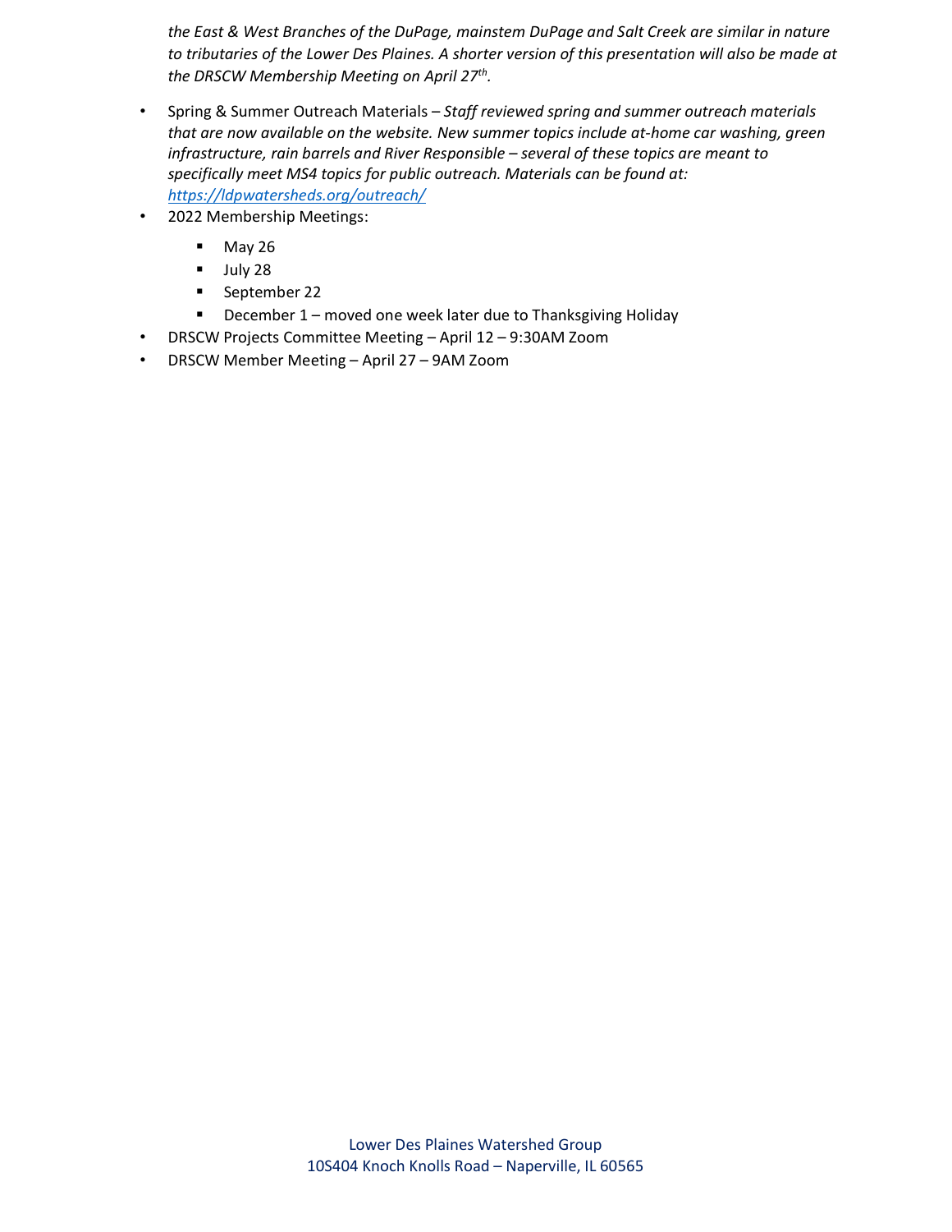*the East & West Branches of the DuPage, mainstem DuPage and Salt Creek are similar in nature to tributaries of the Lower Des Plaines. A shorter version of this presentation will also be made at the DRSCW Membership Meeting on April 27th.*

- Spring & Summer Outreach Materials – *Staff reviewed spring and summer outreach materials that are now available on the website. New summer topics include at-home car washing, green infrastructure, rain barrels and River Responsible – several of these topics are meant to specifically meet MS4 topics for public outreach. Materials can be found at: [https://ldpwatersheds.org/outreach/](https://ldpwatersheds.org/outreach/)*
- 2022 Membership Meetings:
  - May 26
  - July 28
  - September 22
  - December 1 – moved one week later due to Thanksgiving Holiday
- DRSCW Projects Committee Meeting – April 12 – 9:30AM Zoom
- DRSCW Member Meeting – April 27 – 9AM Zoom

Lower Des Plaines Watershed Group
10S404 Knoch Knolls Road – Naperville, IL 60565